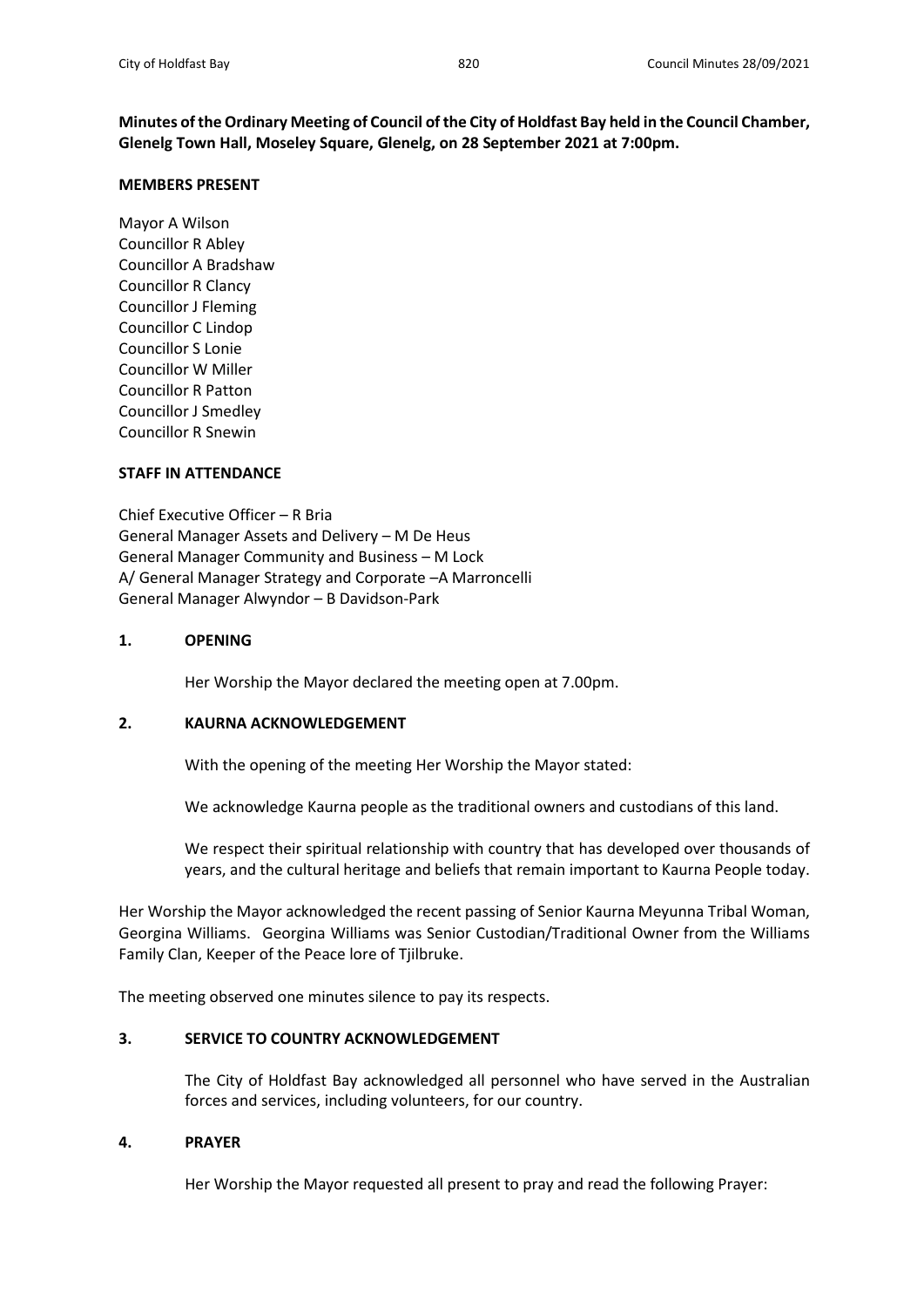**Minutes of the Ordinary Meeting of Council of the City of Holdfast Bay held in the Council Chamber, Glenelg Town Hall, Moseley Square, Glenelg, on 28 September 2021 at 7:00pm.**

**MEMBERS PRESENT**

Mayor A Wilson
Councillor R Abley
Councillor A Bradshaw
Councillor R Clancy
Councillor J Fleming
Councillor C Lindop
Councillor S Lonie
Councillor W Miller
Councillor R Patton
Councillor J Smedley
Councillor R Snewin

**STAFF IN ATTENDANCE**

Chief Executive Officer – R Bria
General Manager Assets and Delivery – M De Heus
General Manager Community and Business – M Lock
A/ General Manager Strategy and Corporate –A Marroncelli
General Manager Alwyndor – B Davidson-Park

**1. OPENING**

Her Worship the Mayor declared the meeting open at 7.00pm.

**2. KAURNA ACKNOWLEDGEMENT**

With the opening of the meeting Her Worship the Mayor stated:

We acknowledge Kaurna people as the traditional owners and custodians of this land.

We respect their spiritual relationship with country that has developed over thousands of years, and the cultural heritage and beliefs that remain important to Kaurna People today.

Her Worship the Mayor acknowledged the recent passing of Senior Kaurna Meyunna Tribal Woman, Georgina Williams. Georgina Williams was Senior Custodian/Traditional Owner from the Williams Family Clan, Keeper of the Peace lore of Tjilbruke.

The meeting observed one minutes silence to pay its respects.

**3. SERVICE TO COUNTRY ACKNOWLEDGEMENT**

The City of Holdfast Bay acknowledged all personnel who have served in the Australian forces and services, including volunteers, for our country.

**4. PRAYER**

Her Worship the Mayor requested all present to pray and read the following Prayer: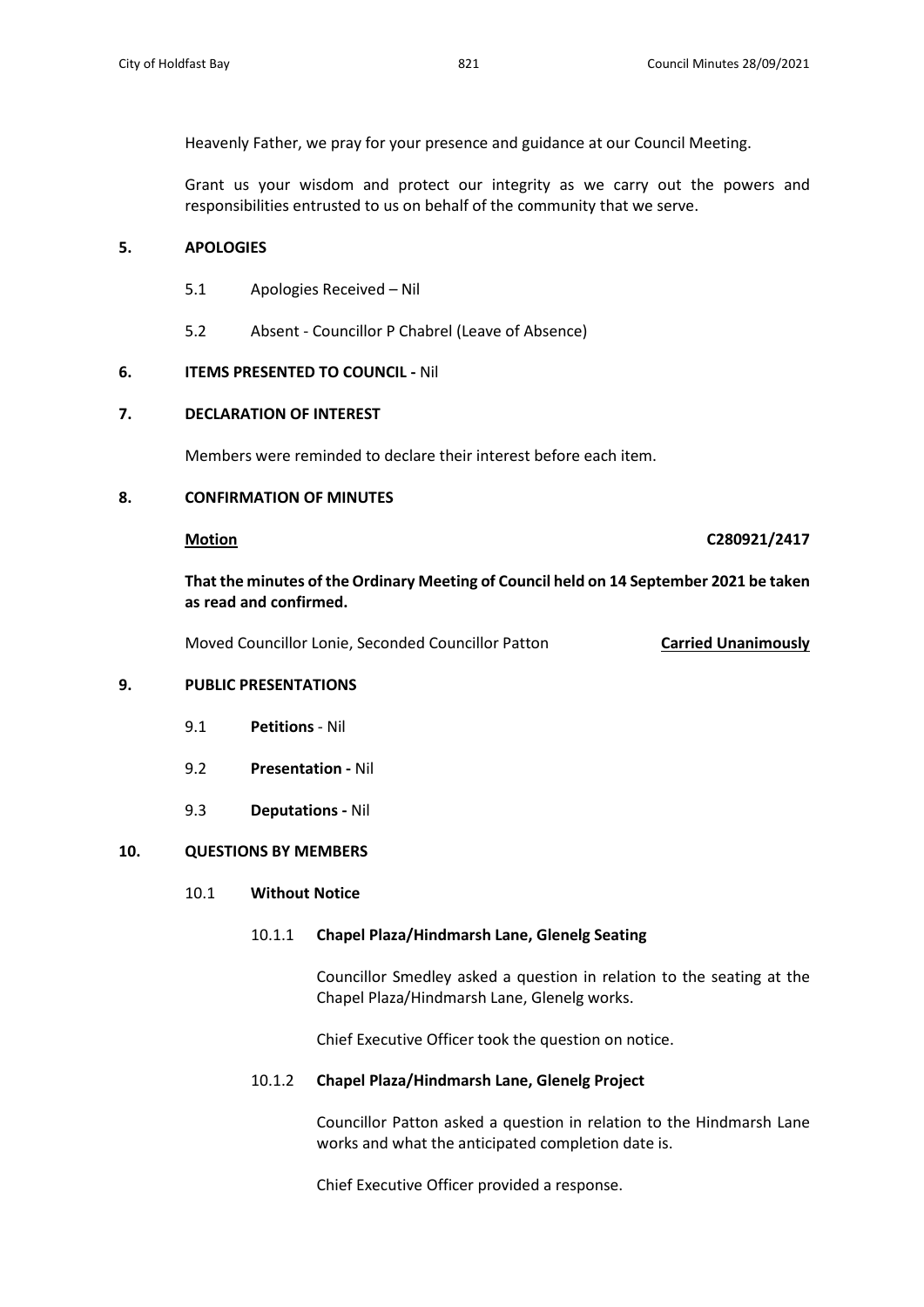Heavenly Father, we pray for your presence and guidance at our Council Meeting.

Grant us your wisdom and protect our integrity as we carry out the powers and responsibilities entrusted to us on behalf of the community that we serve.

## 5. APOLOGIES

5.1 Apologies Received – Nil

5.2 Absent - Councillor P Chabrel (Leave of Absence)

## 6. ITEMS PRESENTED TO COUNCIL - Nil

## 7. DECLARATION OF INTEREST

Members were reminded to declare their interest before each item.

## 8. CONFIRMATION OF MINUTES

**Motion** **C280921/2417**

**That the minutes of the Ordinary Meeting of Council held on 14 September 2021 be taken as read and confirmed.**

Moved Councillor Lonie, Seconded Councillor Patton **Carried Unanimously**

## 9. PUBLIC PRESENTATIONS

9.1 **Petitions** - Nil

9.2 **Presentation -** Nil

9.3 **Deputations -** Nil

## 10. QUESTIONS BY MEMBERS

### 10.1 Without Notice

#### 10.1.1 Chapel Plaza/Hindmarsh Lane, Glenelg Seating

Councillor Smedley asked a question in relation to the seating at the Chapel Plaza/Hindmarsh Lane, Glenelg works.

Chief Executive Officer took the question on notice.

#### 10.1.2 Chapel Plaza/Hindmarsh Lane, Glenelg Project

Councillor Patton asked a question in relation to the Hindmarsh Lane works and what the anticipated completion date is.

Chief Executive Officer provided a response.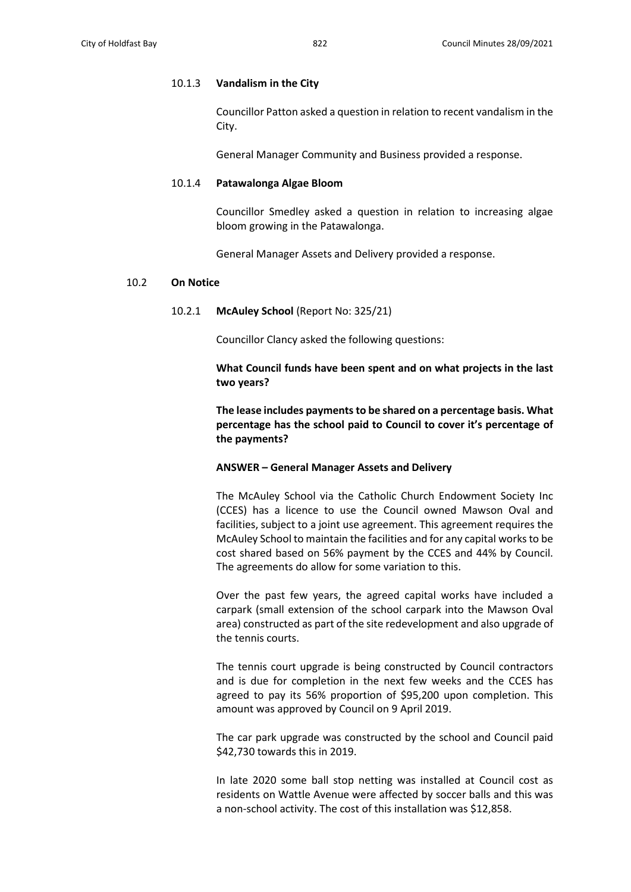10.1.3 **Vandalism in the City**

Councillor Patton asked a question in relation to recent vandalism in the City.

General Manager Community and Business provided a response.

10.1.4 **Patawalonga Algae Bloom**

Councillor Smedley asked a question in relation to increasing algae bloom growing in the Patawalonga.

General Manager Assets and Delivery provided a response.

10.2 **On Notice**

10.2.1 **McAuley School** (Report No: 325/21)

Councillor Clancy asked the following questions:

**What Council funds have been spent and on what projects in the last two years?**

**The lease includes payments to be shared on a percentage basis. What percentage has the school paid to Council to cover it's percentage of the payments?**

**ANSWER – General Manager Assets and Delivery**

The McAuley School via the Catholic Church Endowment Society Inc (CCES) has a licence to use the Council owned Mawson Oval and facilities, subject to a joint use agreement. This agreement requires the McAuley School to maintain the facilities and for any capital works to be cost shared based on 56% payment by the CCES and 44% by Council. The agreements do allow for some variation to this.

Over the past few years, the agreed capital works have included a carpark (small extension of the school carpark into the Mawson Oval area) constructed as part of the site redevelopment and also upgrade of the tennis courts.

The tennis court upgrade is being constructed by Council contractors and is due for completion in the next few weeks and the CCES has agreed to pay its 56% proportion of $95,200 upon completion. This amount was approved by Council on 9 April 2019.

The car park upgrade was constructed by the school and Council paid $42,730 towards this in 2019.

In late 2020 some ball stop netting was installed at Council cost as residents on Wattle Avenue were affected by soccer balls and this was a non-school activity. The cost of this installation was $12,858.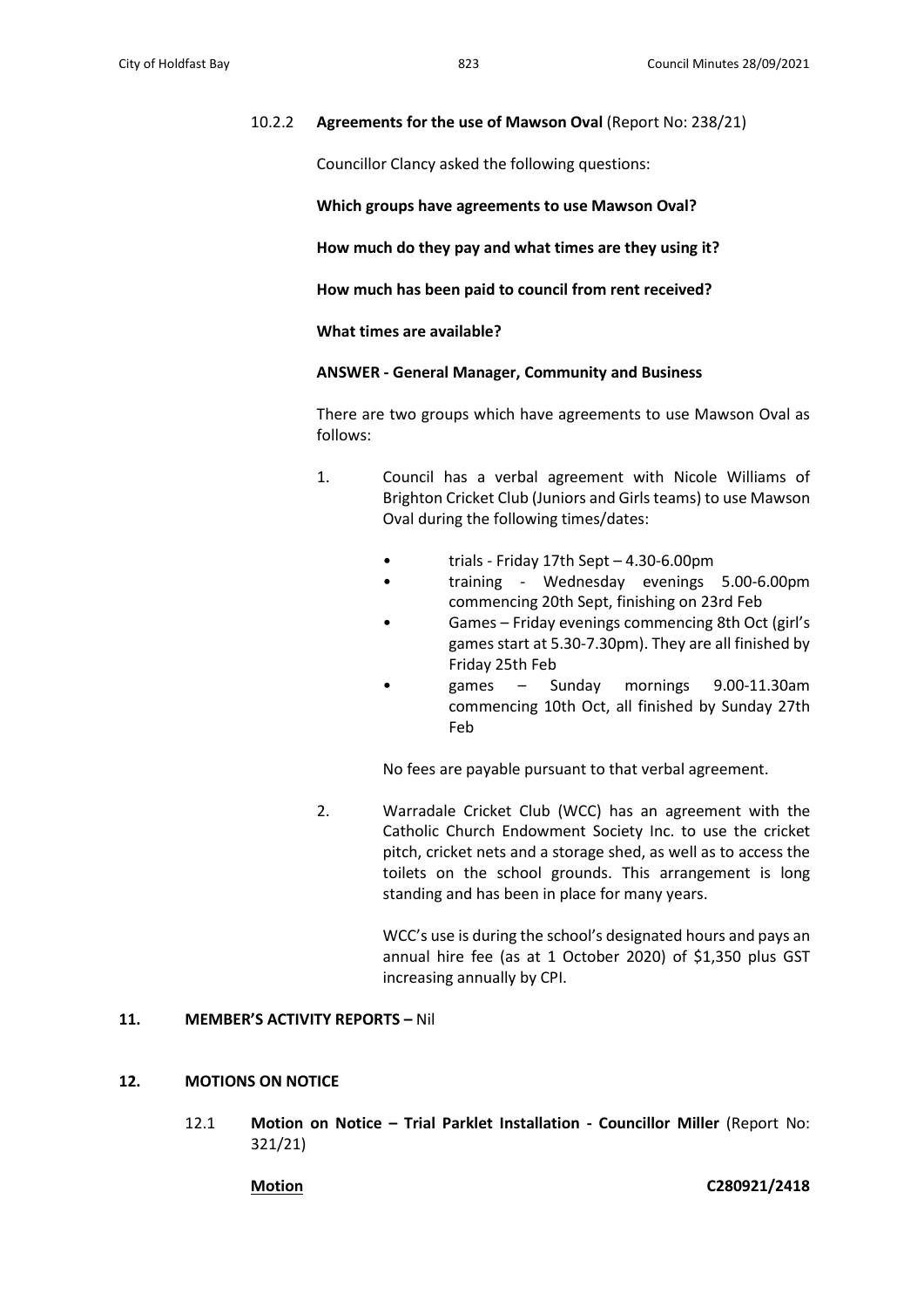10.2.2 **Agreements for the use of Mawson Oval** (Report No: 238/21)

Councillor Clancy asked the following questions:

**Which groups have agreements to use Mawson Oval?**

**How much do they pay and what times are they using it?**

**How much has been paid to council from rent received?**

**What times are available?**

**ANSWER - General Manager, Community and Business**

There are two groups which have agreements to use Mawson Oval as follows:

1. Council has a verbal agreement with Nicole Williams of Brighton Cricket Club (Juniors and Girls teams) to use Mawson Oval during the following times/dates:

   - trials - Friday 17th Sept – 4.30-6.00pm
   - training - Wednesday evenings 5.00-6.00pm commencing 20th Sept, finishing on 23rd Feb
   - Games – Friday evenings commencing 8th Oct (girl's games start at 5.30-7.30pm). They are all finished by Friday 25th Feb
   - games – Sunday mornings 9.00-11.30am commencing 10th Oct, all finished by Sunday 27th Feb

   No fees are payable pursuant to that verbal agreement.

2. Warradale Cricket Club (WCC) has an agreement with the Catholic Church Endowment Society Inc. to use the cricket pitch, cricket nets and a storage shed, as well as to access the toilets on the school grounds. This arrangement is long standing and has been in place for many years.

   WCC's use is during the school's designated hours and pays an annual hire fee (as at 1 October 2020) of $1,350 plus GST increasing annually by CPI.

## 11. MEMBER'S ACTIVITY REPORTS – Nil

## 12. MOTIONS ON NOTICE

12.1 **Motion on Notice – Trial Parklet Installation - Councillor Miller** (Report No: 321/21)

**Motion** **C280921/2418**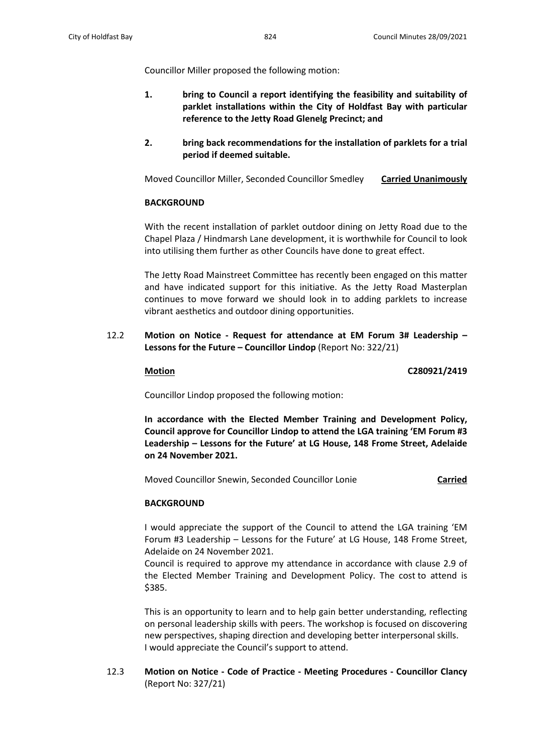Councillor Miller proposed the following motion:

1. **bring to Council a report identifying the feasibility and suitability of parklet installations within the City of Holdfast Bay with particular reference to the Jetty Road Glenelg Precinct; and**

2. **bring back recommendations for the installation of parklets for a trial period if deemed suitable.**

Moved Councillor Miller, Seconded Councillor Smedley **Carried Unanimously**

**BACKGROUND**

With the recent installation of parklet outdoor dining on Jetty Road due to the Chapel Plaza / Hindmarsh Lane development, it is worthwhile for Council to look into utilising them further as other Councils have done to great effect.

The Jetty Road Mainstreet Committee has recently been engaged on this matter and have indicated support for this initiative. As the Jetty Road Masterplan continues to move forward we should look in to adding parklets to increase vibrant aesthetics and outdoor dining opportunities.

12.2 **Motion on Notice - Request for attendance at EM Forum 3# Leadership – Lessons for the Future – Councillor Lindop** (Report No: 322/21)

**Motion** **C280921/2419**

Councillor Lindop proposed the following motion:

**In accordance with the Elected Member Training and Development Policy, Council approve for Councillor Lindop to attend the LGA training 'EM Forum #3 Leadership – Lessons for the Future' at LG House, 148 Frome Street, Adelaide on 24 November 2021.**

Moved Councillor Snewin, Seconded Councillor Lonie **Carried**

**BACKGROUND**

I would appreciate the support of the Council to attend the LGA training 'EM Forum #3 Leadership – Lessons for the Future' at LG House, 148 Frome Street, Adelaide on 24 November 2021.
Council is required to approve my attendance in accordance with clause 2.9 of the Elected Member Training and Development Policy. The cost to attend is $385.

This is an opportunity to learn and to help gain better understanding, reflecting on personal leadership skills with peers. The workshop is focused on discovering new perspectives, shaping direction and developing better interpersonal skills.
I would appreciate the Council's support to attend.

12.3 **Motion on Notice - Code of Practice - Meeting Procedures - Councillor Clancy** (Report No: 327/21)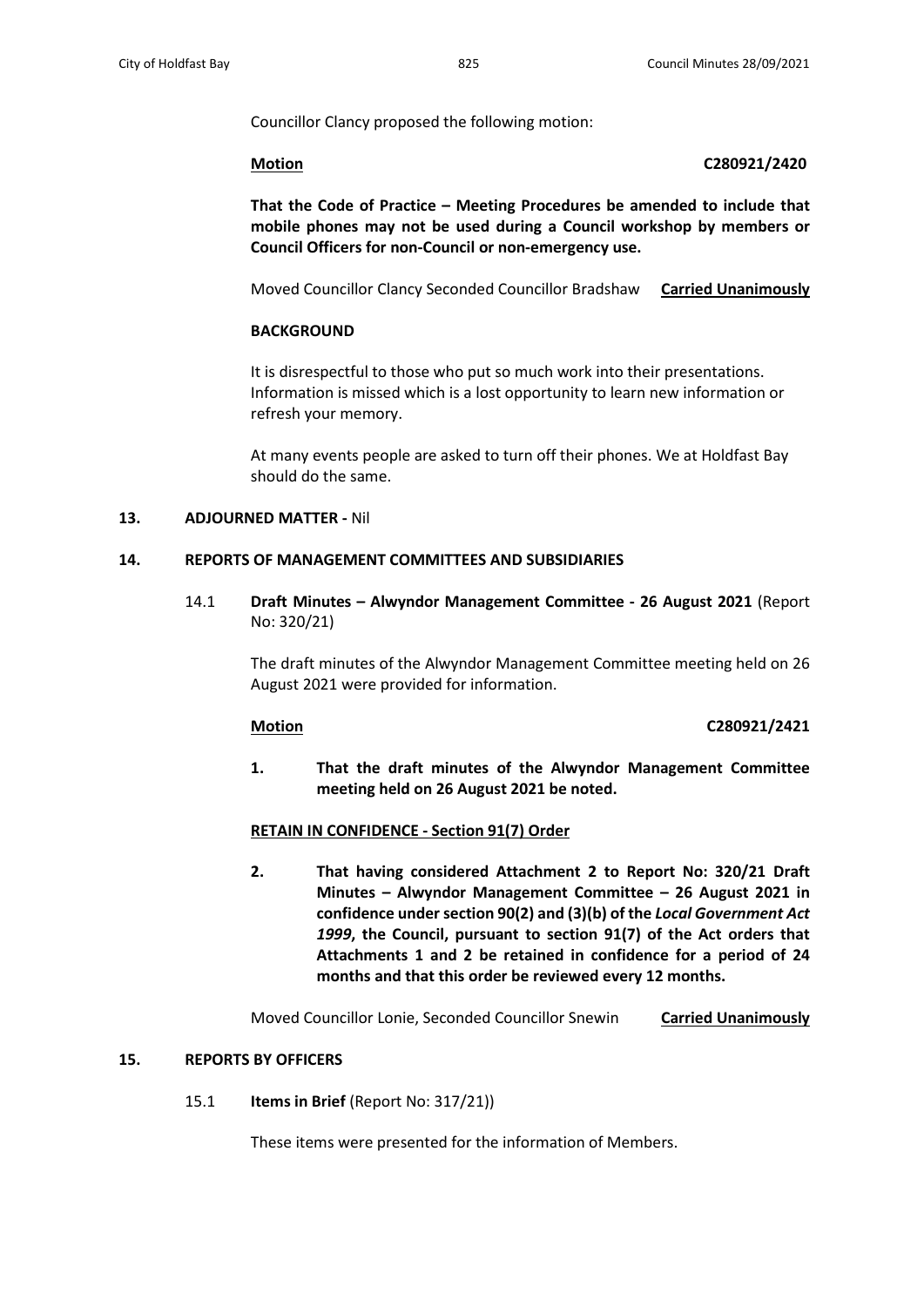Councillor Clancy proposed the following motion:

**Motion** **C280921/2420**

**That the Code of Practice – Meeting Procedures be amended to include that mobile phones may not be used during a Council workshop by members or Council Officers for non-Council or non-emergency use.**

Moved Councillor Clancy Seconded Councillor Bradshaw **Carried Unanimously**

**BACKGROUND**

It is disrespectful to those who put so much work into their presentations. Information is missed which is a lost opportunity to learn new information or refresh your memory.

At many events people are asked to turn off their phones. We at Holdfast Bay should do the same.

## 13. ADJOURNED MATTER - Nil

## 14. REPORTS OF MANAGEMENT COMMITTEES AND SUBSIDIARIES

### 14.1 Draft Minutes – Alwyndor Management Committee - 26 August 2021 (Report No: 320/21)

The draft minutes of the Alwyndor Management Committee meeting held on 26 August 2021 were provided for information.

**Motion** **C280921/2421**

1. **That the draft minutes of the Alwyndor Management Committee meeting held on 26 August 2021 be noted.**

**RETAIN IN CONFIDENCE - Section 91(7) Order**

2. **That having considered Attachment 2 to Report No: 320/21 Draft Minutes – Alwyndor Management Committee – 26 August 2021 in confidence under section 90(2) and (3)(b) of the *Local Government Act 1999*, the Council, pursuant to section 91(7) of the Act orders that Attachments 1 and 2 be retained in confidence for a period of 24 months and that this order be reviewed every 12 months.**

Moved Councillor Lonie, Seconded Councillor Snewin **Carried Unanimously**

## 15. REPORTS BY OFFICERS

### 15.1 Items in Brief (Report No: 317/21))

These items were presented for the information of Members.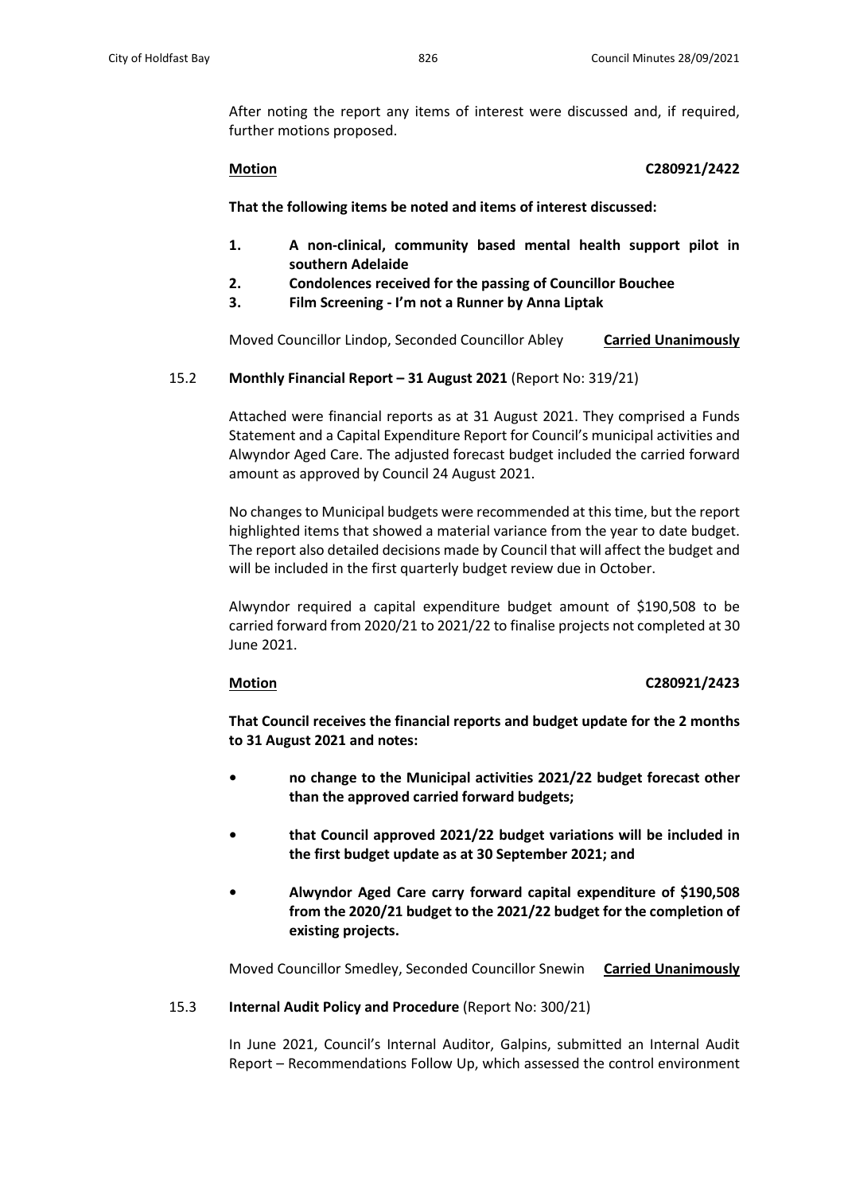After noting the report any items of interest were discussed and, if required, further motions proposed.

**Motion** **C280921/2422**

**That the following items be noted and items of interest discussed:**

1. **A non-clinical, community based mental health support pilot in southern Adelaide**
2. **Condolences received for the passing of Councillor Bouchee**
3. **Film Screening - I'm not a Runner by Anna Liptak**

Moved Councillor Lindop, Seconded Councillor Abley **Carried Unanimously**

15.2 **Monthly Financial Report – 31 August 2021** (Report No: 319/21)

Attached were financial reports as at 31 August 2021. They comprised a Funds Statement and a Capital Expenditure Report for Council's municipal activities and Alwyndor Aged Care. The adjusted forecast budget included the carried forward amount as approved by Council 24 August 2021.

No changes to Municipal budgets were recommended at this time, but the report highlighted items that showed a material variance from the year to date budget. The report also detailed decisions made by Council that will affect the budget and will be included in the first quarterly budget review due in October.

Alwyndor required a capital expenditure budget amount of $190,508 to be carried forward from 2020/21 to 2021/22 to finalise projects not completed at 30 June 2021.

**Motion** **C280921/2423**

**That Council receives the financial reports and budget update for the 2 months to 31 August 2021 and notes:**

- **no change to the Municipal activities 2021/22 budget forecast other than the approved carried forward budgets;**
- **that Council approved 2021/22 budget variations will be included in the first budget update as at 30 September 2021; and**
- **Alwyndor Aged Care carry forward capital expenditure of $190,508 from the 2020/21 budget to the 2021/22 budget for the completion of existing projects.**

Moved Councillor Smedley, Seconded Councillor Snewin **Carried Unanimously**

15.3 **Internal Audit Policy and Procedure** (Report No: 300/21)

In June 2021, Council's Internal Auditor, Galpins, submitted an Internal Audit Report – Recommendations Follow Up, which assessed the control environment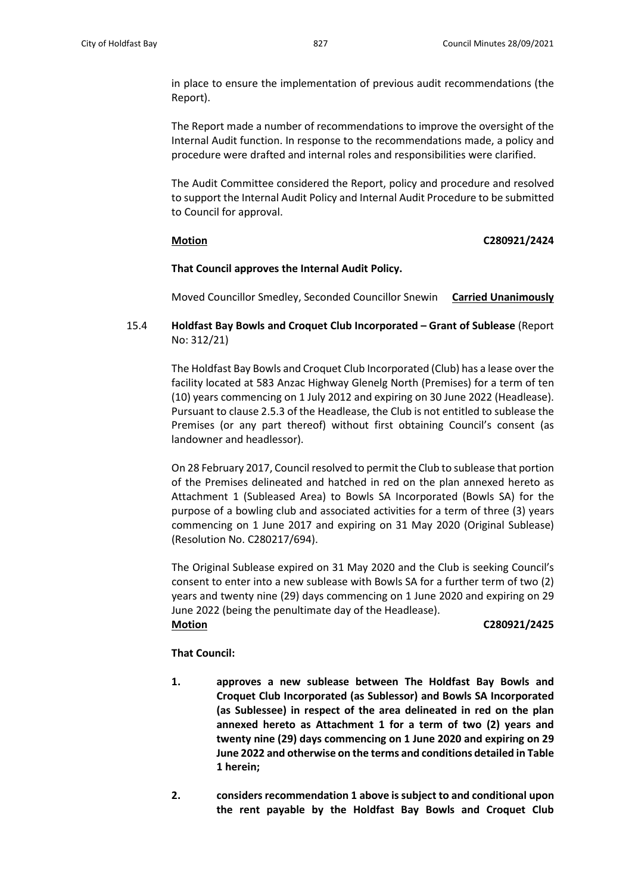in place to ensure the implementation of previous audit recommendations (the Report).

The Report made a number of recommendations to improve the oversight of the Internal Audit function. In response to the recommendations made, a policy and procedure were drafted and internal roles and responsibilities were clarified.

The Audit Committee considered the Report, policy and procedure and resolved to support the Internal Audit Policy and Internal Audit Procedure to be submitted to Council for approval.

**Motion** **C280921/2424**

**That Council approves the Internal Audit Policy.**

Moved Councillor Smedley, Seconded Councillor Snewin **Carried Unanimously**

15.4 **Holdfast Bay Bowls and Croquet Club Incorporated – Grant of Sublease** (Report No: 312/21)

The Holdfast Bay Bowls and Croquet Club Incorporated (Club) has a lease over the facility located at 583 Anzac Highway Glenelg North (Premises) for a term of ten (10) years commencing on 1 July 2012 and expiring on 30 June 2022 (Headlease). Pursuant to clause 2.5.3 of the Headlease, the Club is not entitled to sublease the Premises (or any part thereof) without first obtaining Council's consent (as landowner and headlessor).

On 28 February 2017, Council resolved to permit the Club to sublease that portion of the Premises delineated and hatched in red on the plan annexed hereto as Attachment 1 (Subleased Area) to Bowls SA Incorporated (Bowls SA) for the purpose of a bowling club and associated activities for a term of three (3) years commencing on 1 June 2017 and expiring on 31 May 2020 (Original Sublease) (Resolution No. C280217/694).

The Original Sublease expired on 31 May 2020 and the Club is seeking Council's consent to enter into a new sublease with Bowls SA for a further term of two (2) years and twenty nine (29) days commencing on 1 June 2020 and expiring on 29 June 2022 (being the penultimate day of the Headlease).

**Motion** **C280921/2425**

**That Council:**

1. **approves a new sublease between The Holdfast Bay Bowls and Croquet Club Incorporated (as Sublessor) and Bowls SA Incorporated (as Sublessee) in respect of the area delineated in red on the plan annexed hereto as Attachment 1 for a term of two (2) years and twenty nine (29) days commencing on 1 June 2020 and expiring on 29 June 2022 and otherwise on the terms and conditions detailed in Table 1 herein;**

2. **considers recommendation 1 above is subject to and conditional upon the rent payable by the Holdfast Bay Bowls and Croquet Club**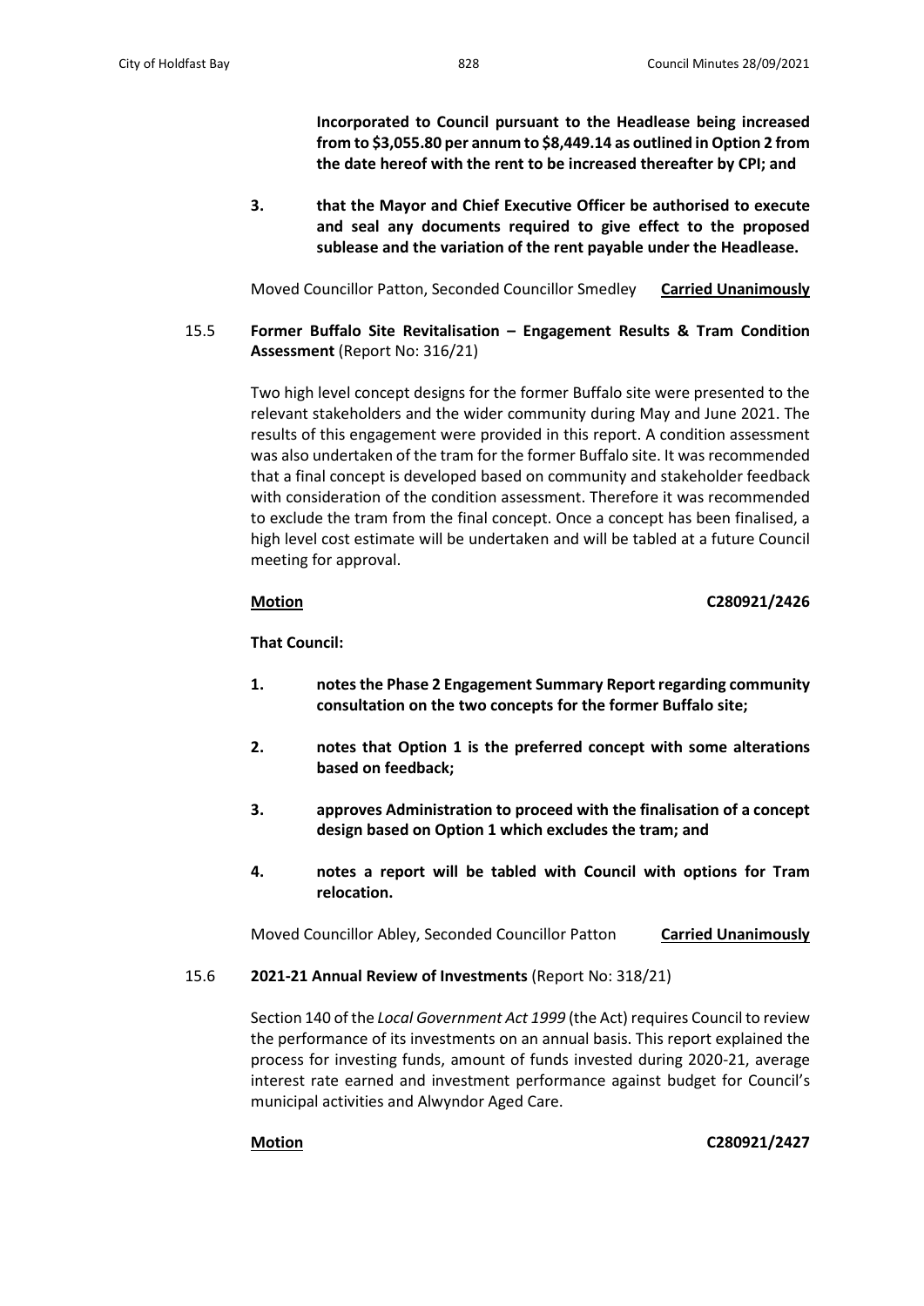**Incorporated to Council pursuant to the Headlease being increased from to $3,055.80 per annum to $8,449.14 as outlined in Option 2 from the date hereof with the rent to be increased thereafter by CPI; and**

3. **that the Mayor and Chief Executive Officer be authorised to execute and seal any documents required to give effect to the proposed sublease and the variation of the rent payable under the Headlease.**

Moved Councillor Patton, Seconded Councillor Smedley **Carried Unanimously**

15.5 **Former Buffalo Site Revitalisation – Engagement Results & Tram Condition Assessment** (Report No: 316/21)

Two high level concept designs for the former Buffalo site were presented to the relevant stakeholders and the wider community during May and June 2021. The results of this engagement were provided in this report. A condition assessment was also undertaken of the tram for the former Buffalo site. It was recommended that a final concept is developed based on community and stakeholder feedback with consideration of the condition assessment. Therefore it was recommended to exclude the tram from the final concept. Once a concept has been finalised, a high level cost estimate will be undertaken and will be tabled at a future Council meeting for approval.

**Motion** **C280921/2426**

**That Council:**

1. **notes the Phase 2 Engagement Summary Report regarding community consultation on the two concepts for the former Buffalo site;**
2. **notes that Option 1 is the preferred concept with some alterations based on feedback;**
3. **approves Administration to proceed with the finalisation of a concept design based on Option 1 which excludes the tram; and**
4. **notes a report will be tabled with Council with options for Tram relocation.**

Moved Councillor Abley, Seconded Councillor Patton **Carried Unanimously**

15.6 **2021-21 Annual Review of Investments** (Report No: 318/21)

Section 140 of the *Local Government Act 1999* (the Act) requires Council to review the performance of its investments on an annual basis. This report explained the process for investing funds, amount of funds invested during 2020-21, average interest rate earned and investment performance against budget for Council's municipal activities and Alwyndor Aged Care.

**Motion** **C280921/2427**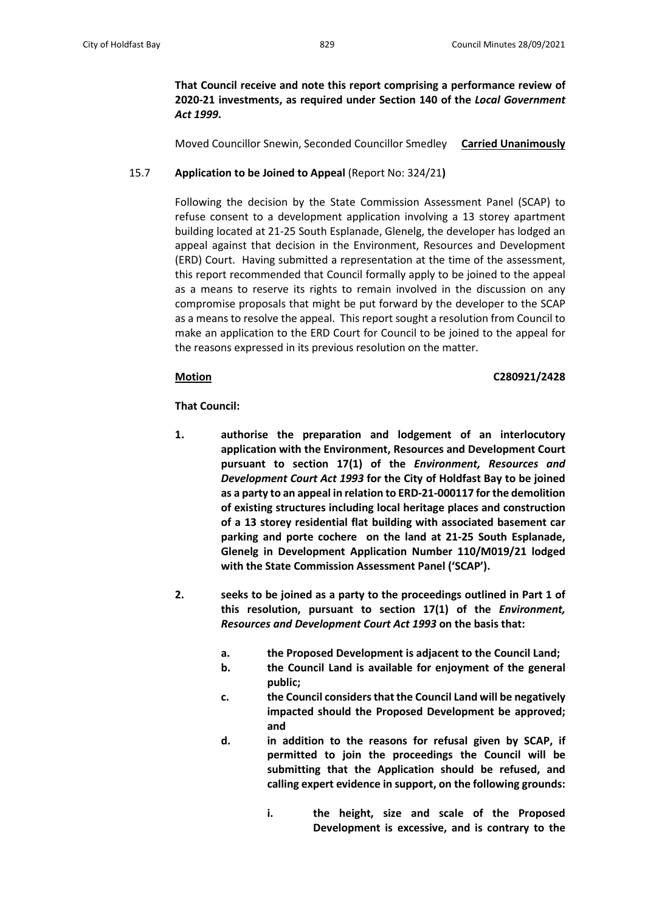**That Council receive and note this report comprising a performance review of 2020-21 investments, as required under Section 140 of the *Local Government Act 1999*.**

Moved Councillor Snewin, Seconded Councillor Smedley **Carried Unanimously**

15.7 **Application to be Joined to Appeal** (Report No: 324/21**)**

Following the decision by the State Commission Assessment Panel (SCAP) to refuse consent to a development application involving a 13 storey apartment building located at 21-25 South Esplanade, Glenelg, the developer has lodged an appeal against that decision in the Environment, Resources and Development (ERD) Court. Having submitted a representation at the time of the assessment, this report recommended that Council formally apply to be joined to the appeal as a means to reserve its rights to remain involved in the discussion on any compromise proposals that might be put forward by the developer to the SCAP as a means to resolve the appeal. This report sought a resolution from Council to make an application to the ERD Court for Council to be joined to the appeal for the reasons expressed in its previous resolution on the matter.

**Motion** **C280921/2428**

**That Council:**

1. **authorise the preparation and lodgement of an interlocutory application with the Environment, Resources and Development Court pursuant to section 17(1) of the *Environment, Resources and Development Court Act 1993* for the City of Holdfast Bay to be joined as a party to an appeal in relation to ERD-21-000117 for the demolition of existing structures including local heritage places and construction of a 13 storey residential flat building with associated basement car parking and porte cochere on the land at 21-25 South Esplanade, Glenelg in Development Application Number 110/M019/21 lodged with the State Commission Assessment Panel ('SCAP').**

2. **seeks to be joined as a party to the proceedings outlined in Part 1 of this resolution, pursuant to section 17(1) of the *Environment, Resources and Development Court Act 1993* on the basis that:**

   a. **the Proposed Development is adjacent to the Council Land;**
   b. **the Council Land is available for enjoyment of the general public;**
   c. **the Council considers that the Council Land will be negatively impacted should the Proposed Development be approved; and**
   d. **in addition to the reasons for refusal given by SCAP, if permitted to join the proceedings the Council will be submitting that the Application should be refused, and calling expert evidence in support, on the following grounds:**

      i. **the height, size and scale of the Proposed Development is excessive, and is contrary to the**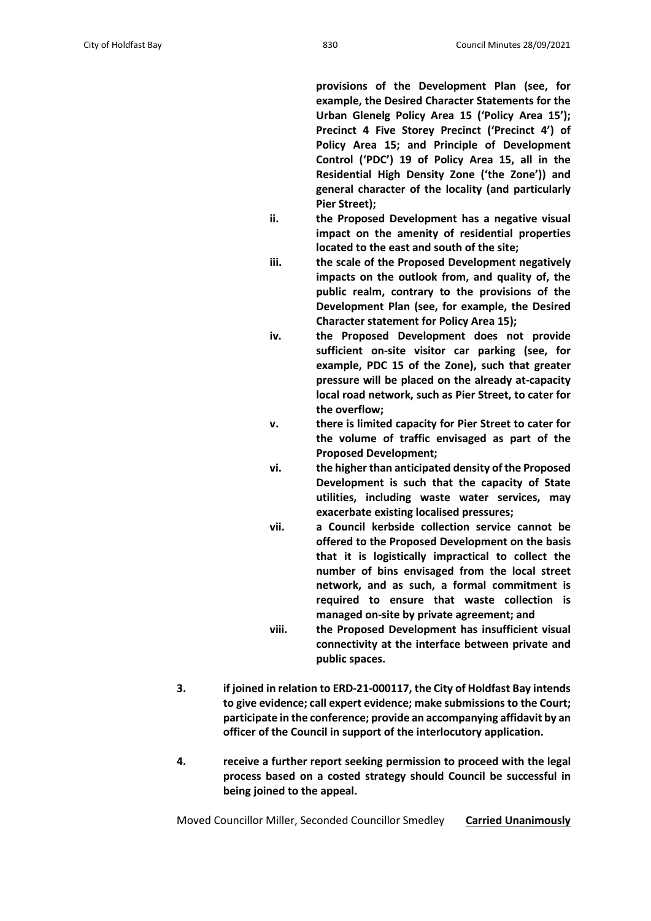**provisions of the Development Plan (see, for example, the Desired Character Statements for the Urban Glenelg Policy Area 15 ('Policy Area 15'); Precinct 4 Five Storey Precinct ('Precinct 4') of Policy Area 15; and Principle of Development Control ('PDC') 19 of Policy Area 15, all in the Residential High Density Zone ('the Zone')) and general character of the locality (and particularly Pier Street);**

- **ii. the Proposed Development has a negative visual impact on the amenity of residential properties located to the east and south of the site;**
- **iii. the scale of the Proposed Development negatively impacts on the outlook from, and quality of, the public realm, contrary to the provisions of the Development Plan (see, for example, the Desired Character statement for Policy Area 15);**
- **iv. the Proposed Development does not provide sufficient on-site visitor car parking (see, for example, PDC 15 of the Zone), such that greater pressure will be placed on the already at-capacity local road network, such as Pier Street, to cater for the overflow;**
- **v. there is limited capacity for Pier Street to cater for the volume of traffic envisaged as part of the Proposed Development;**
- **vi. the higher than anticipated density of the Proposed Development is such that the capacity of State utilities, including waste water services, may exacerbate existing localised pressures;**
- **vii. a Council kerbside collection service cannot be offered to the Proposed Development on the basis that it is logistically impractical to collect the number of bins envisaged from the local street network, and as such, a formal commitment is required to ensure that waste collection is managed on-site by private agreement; and**
- **viii. the Proposed Development has insufficient visual connectivity at the interface between private and public spaces.**

**3. if joined in relation to ERD-21-000117, the City of Holdfast Bay intends to give evidence; call expert evidence; make submissions to the Court; participate in the conference; provide an accompanying affidavit by an officer of the Council in support of the interlocutory application.**

**4. receive a further report seeking permission to proceed with the legal process based on a costed strategy should Council be successful in being joined to the appeal.**

Moved Councillor Miller, Seconded Councillor Smedley **<u>Carried Unanimously</u>**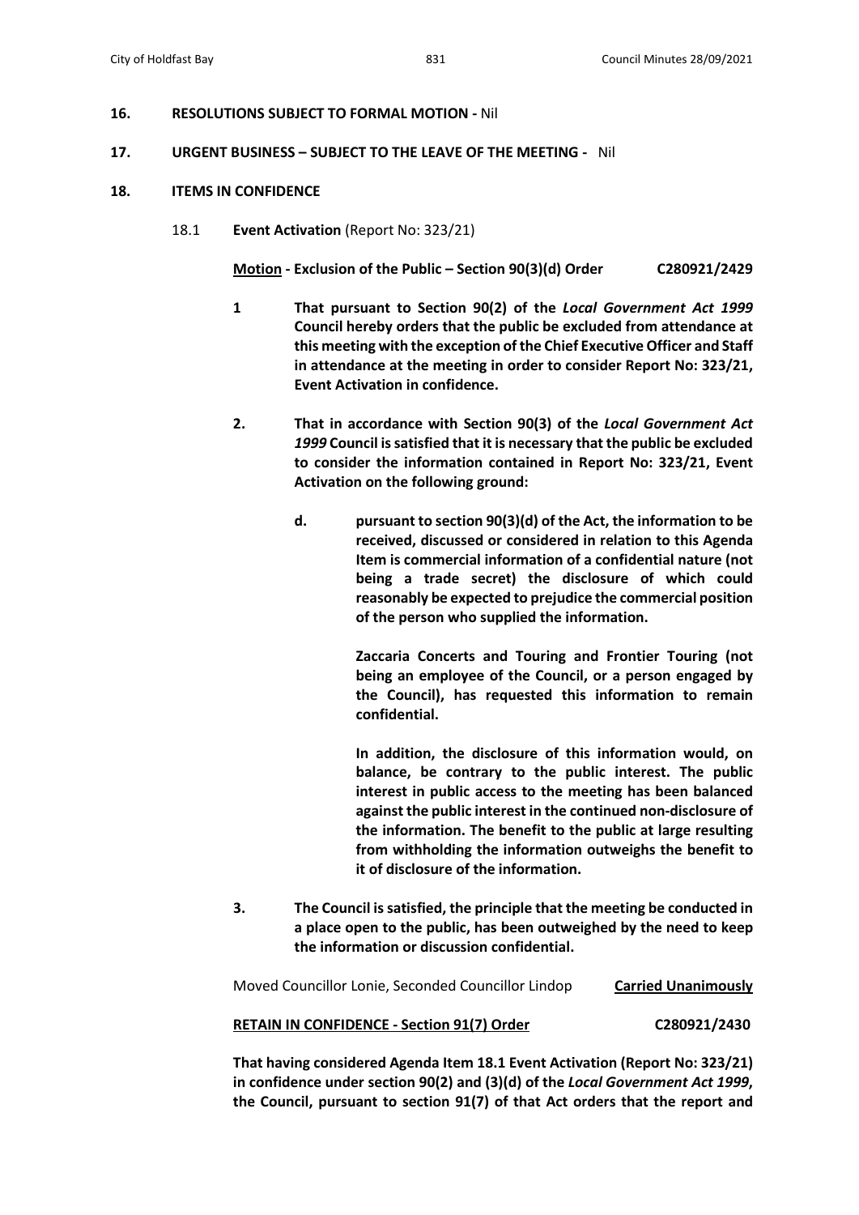## 16. RESOLUTIONS SUBJECT TO FORMAL MOTION - Nil

## 17. URGENT BUSINESS – SUBJECT TO THE LEAVE OF THE MEETING - Nil

## 18. ITEMS IN CONFIDENCE

18.1 **Event Activation** (Report No: 323/21)

**Motion - Exclusion of the Public – Section 90(3)(d) Order** **C280921/2429**

**1** **That pursuant to Section 90(2) of the *Local Government Act 1999* Council hereby orders that the public be excluded from attendance at this meeting with the exception of the Chief Executive Officer and Staff in attendance at the meeting in order to consider Report No: 323/21, Event Activation in confidence.**

**2.** **That in accordance with Section 90(3) of the *Local Government Act 1999* Council is satisfied that it is necessary that the public be excluded to consider the information contained in Report No: 323/21, Event Activation on the following ground:**

**d.** **pursuant to section 90(3)(d) of the Act, the information to be received, discussed or considered in relation to this Agenda Item is commercial information of a confidential nature (not being a trade secret) the disclosure of which could reasonably be expected to prejudice the commercial position of the person who supplied the information.**

**Zaccaria Concerts and Touring and Frontier Touring (not being an employee of the Council, or a person engaged by the Council), has requested this information to remain confidential.**

**In addition, the disclosure of this information would, on balance, be contrary to the public interest. The public interest in public access to the meeting has been balanced against the public interest in the continued non-disclosure of the information. The benefit to the public at large resulting from withholding the information outweighs the benefit to it of disclosure of the information.**

**3.** **The Council is satisfied, the principle that the meeting be conducted in a place open to the public, has been outweighed by the need to keep the information or discussion confidential.**

Moved Councillor Lonie, Seconded Councillor Lindop **Carried Unanimously**

**RETAIN IN CONFIDENCE - Section 91(7) Order** **C280921/2430**

**That having considered Agenda Item 18.1 Event Activation (Report No: 323/21) in confidence under section 90(2) and (3)(d) of the *Local Government Act 1999*, the Council, pursuant to section 91(7) of that Act orders that the report and**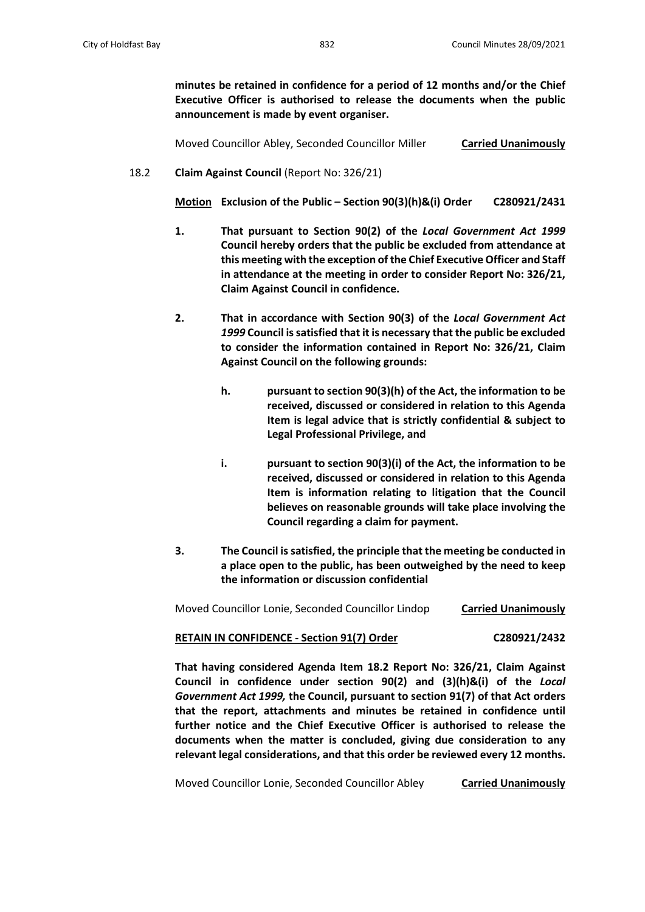**minutes be retained in confidence for a period of 12 months and/or the Chief Executive Officer is authorised to release the documents when the public announcement is made by event organiser.**

Moved Councillor Abley, Seconded Councillor Miller **Carried Unanimously**

18.2 **Claim Against Council** (Report No: 326/21)

**Motion Exclusion of the Public – Section 90(3)(h)&(i) Order C280921/2431**

1. **That pursuant to Section 90(2) of the *Local Government Act 1999* Council hereby orders that the public be excluded from attendance at this meeting with the exception of the Chief Executive Officer and Staff in attendance at the meeting in order to consider Report No: 326/21, Claim Against Council in confidence.**

2. **That in accordance with Section 90(3) of the *Local Government Act 1999* Council is satisfied that it is necessary that the public be excluded to consider the information contained in Report No: 326/21, Claim Against Council on the following grounds:**

   h. **pursuant to section 90(3)(h) of the Act, the information to be received, discussed or considered in relation to this Agenda Item is legal advice that is strictly confidential & subject to Legal Professional Privilege, and**

   i. **pursuant to section 90(3)(i) of the Act, the information to be received, discussed or considered in relation to this Agenda Item is information relating to litigation that the Council believes on reasonable grounds will take place involving the Council regarding a claim for payment.**

3. **The Council is satisfied, the principle that the meeting be conducted in a place open to the public, has been outweighed by the need to keep the information or discussion confidential**

Moved Councillor Lonie, Seconded Councillor Lindop **Carried Unanimously**

**RETAIN IN CONFIDENCE - Section 91(7) Order C280921/2432**

**That having considered Agenda Item 18.2 Report No: 326/21, Claim Against Council in confidence under section 90(2) and (3)(h)&(i) of the *Local Government Act 1999,* the Council, pursuant to section 91(7) of that Act orders that the report, attachments and minutes be retained in confidence until further notice and the Chief Executive Officer is authorised to release the documents when the matter is concluded, giving due consideration to any relevant legal considerations, and that this order be reviewed every 12 months.**

Moved Councillor Lonie, Seconded Councillor Abley **Carried Unanimously**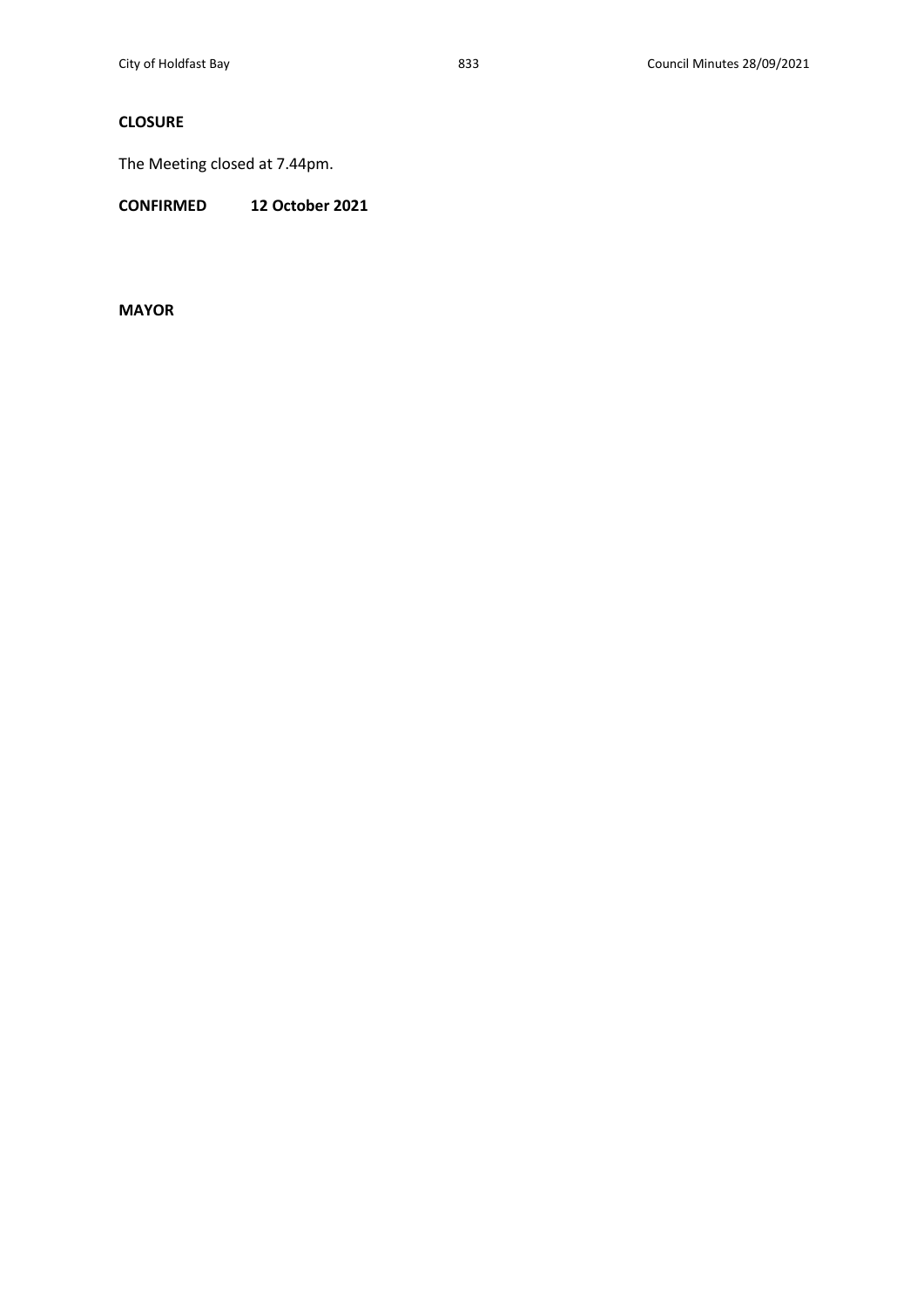**CLOSURE**

The Meeting closed at 7.44pm.

**CONFIRMED 12 October 2021**

**MAYOR**